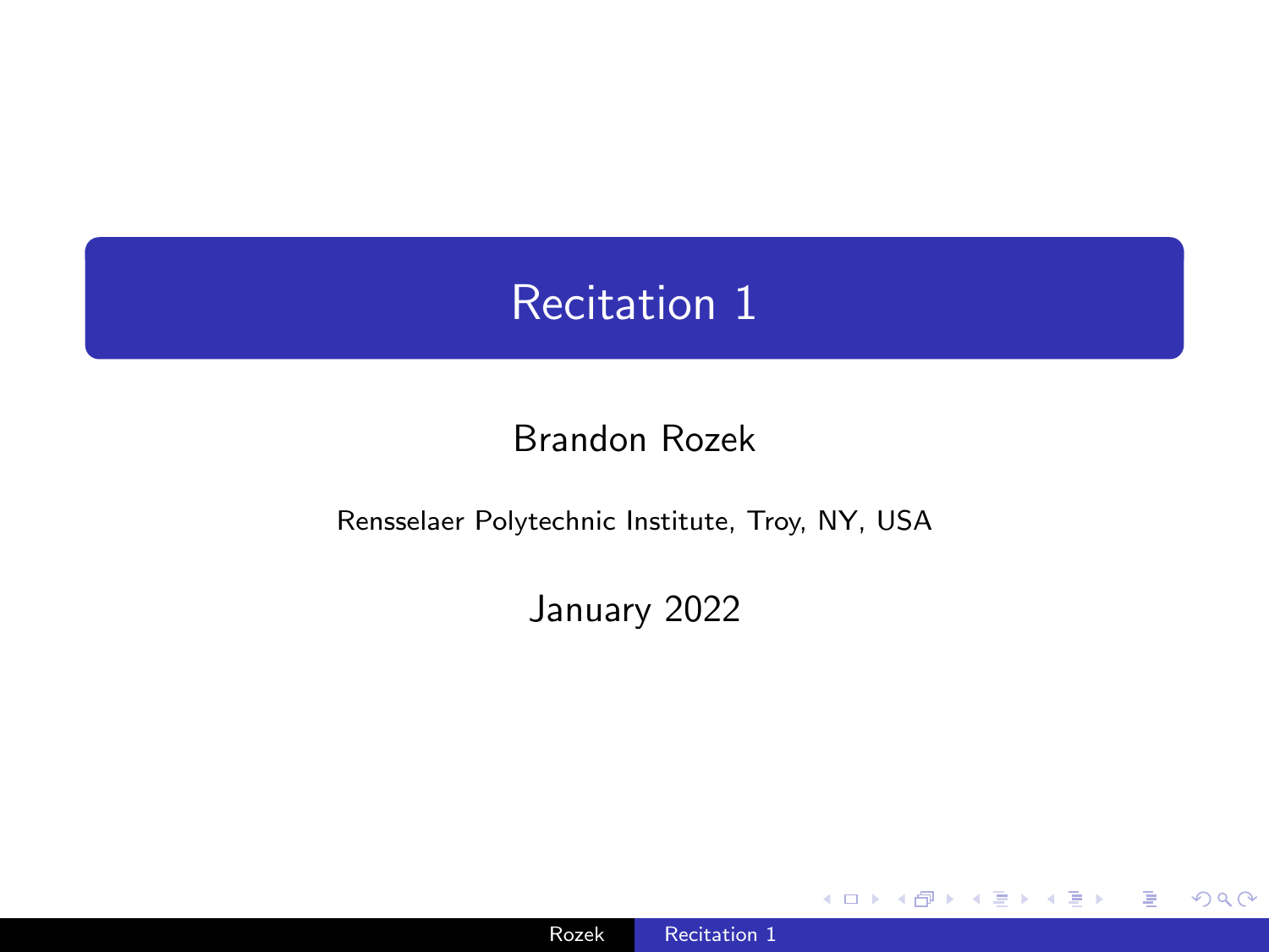# Recitation 1

Brandon Rozek

Rensselaer Polytechnic Institute, Troy, NY, USA

January 2022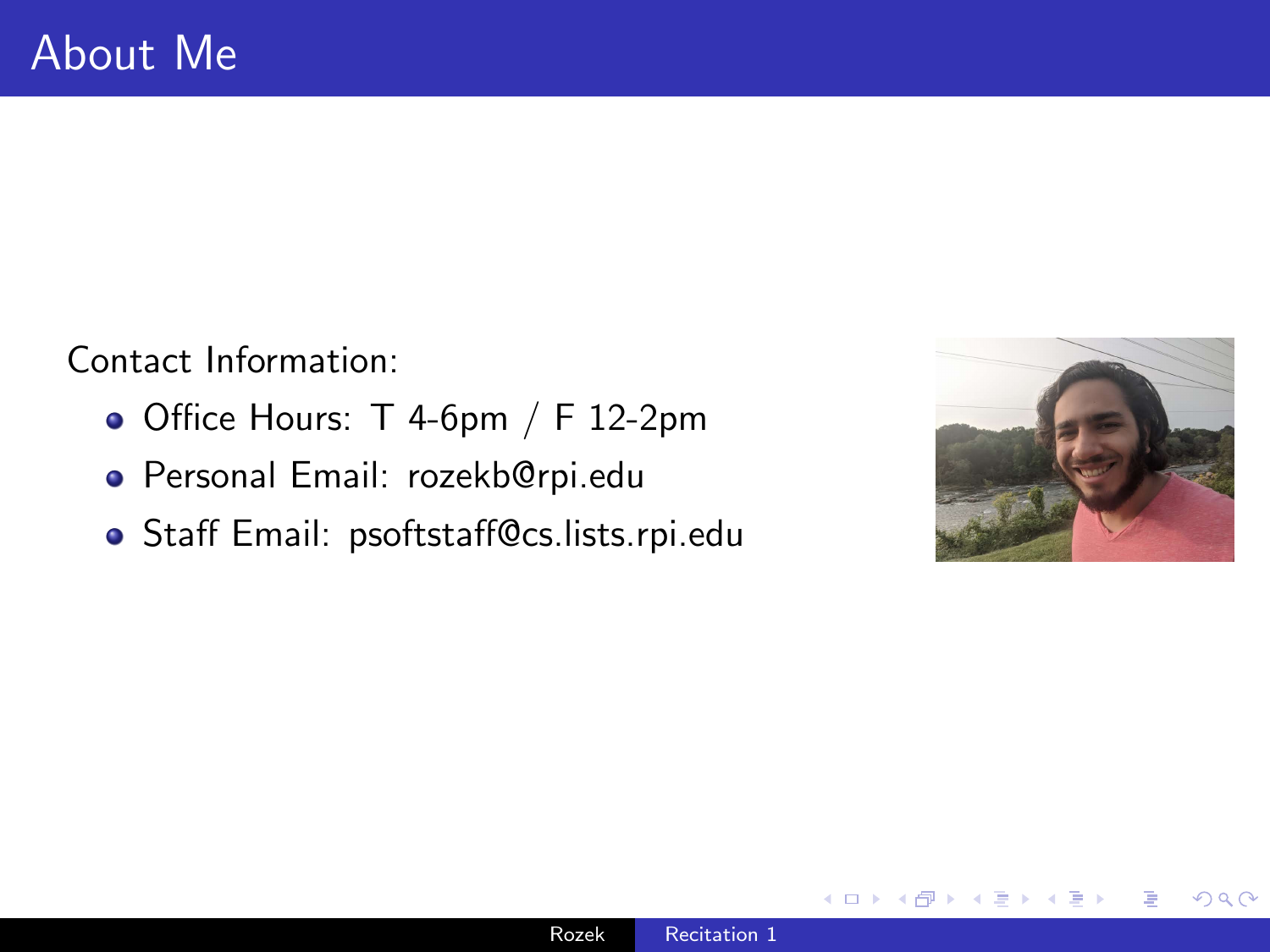# About Me

Contact Information:

- Office Hours: T 4-6pm / F 12-2pm
- Personal Email: rozekb@rpi.edu
- Staff Email: psoftstaff@cs.lists.rpi.edu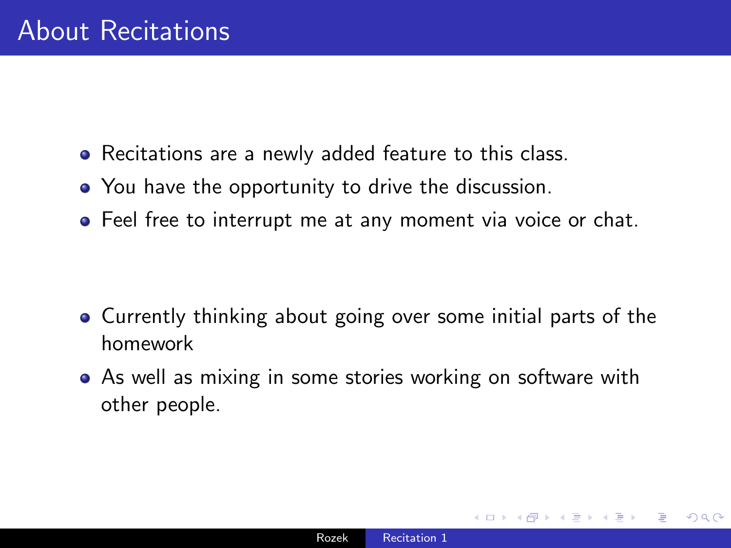# About Recitations

- Recitations are a newly added feature to this class.
- You have the opportunity to drive the discussion.
- Feel free to interrupt me at any moment via voice or chat.

- Currently thinking about going over some initial parts of the homework
- As well as mixing in some stories working on software with other people.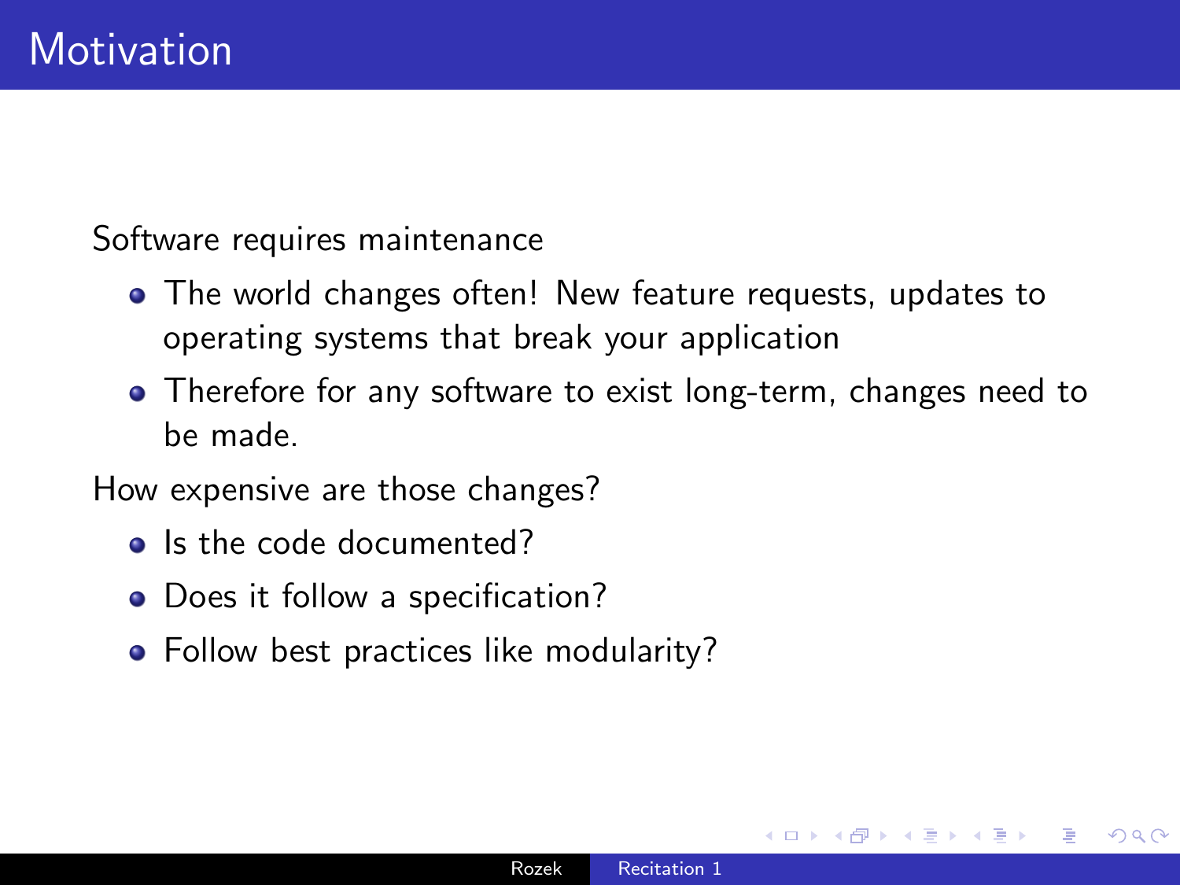# Motivation

Software requires maintenance

- The world changes often! New feature requests, updates to operating systems that break your application
- Therefore for any software to exist long-term, changes need to be made.

How expensive are those changes?

- Is the code documented?
- Does it follow a specification?
- Follow best practices like modularity?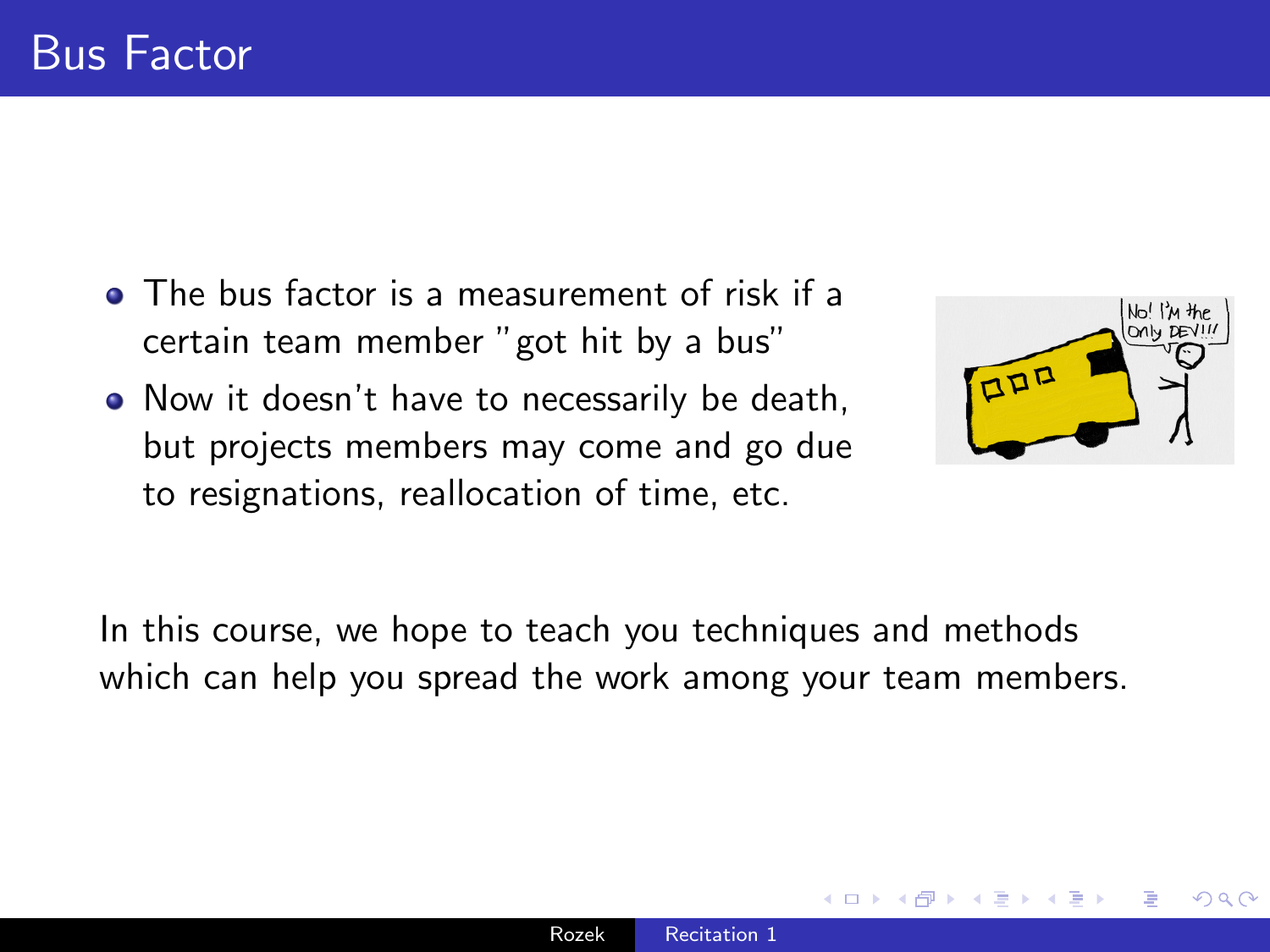# Bus Factor

- The bus factor is a measurement of risk if a certain team member "got hit by a bus"
- Now it doesn't have to necessarily be death, but projects members may come and go due to resignations, reallocation of time, etc.

In this course, we hope to teach you techniques and methods which can help you spread the work among your team members.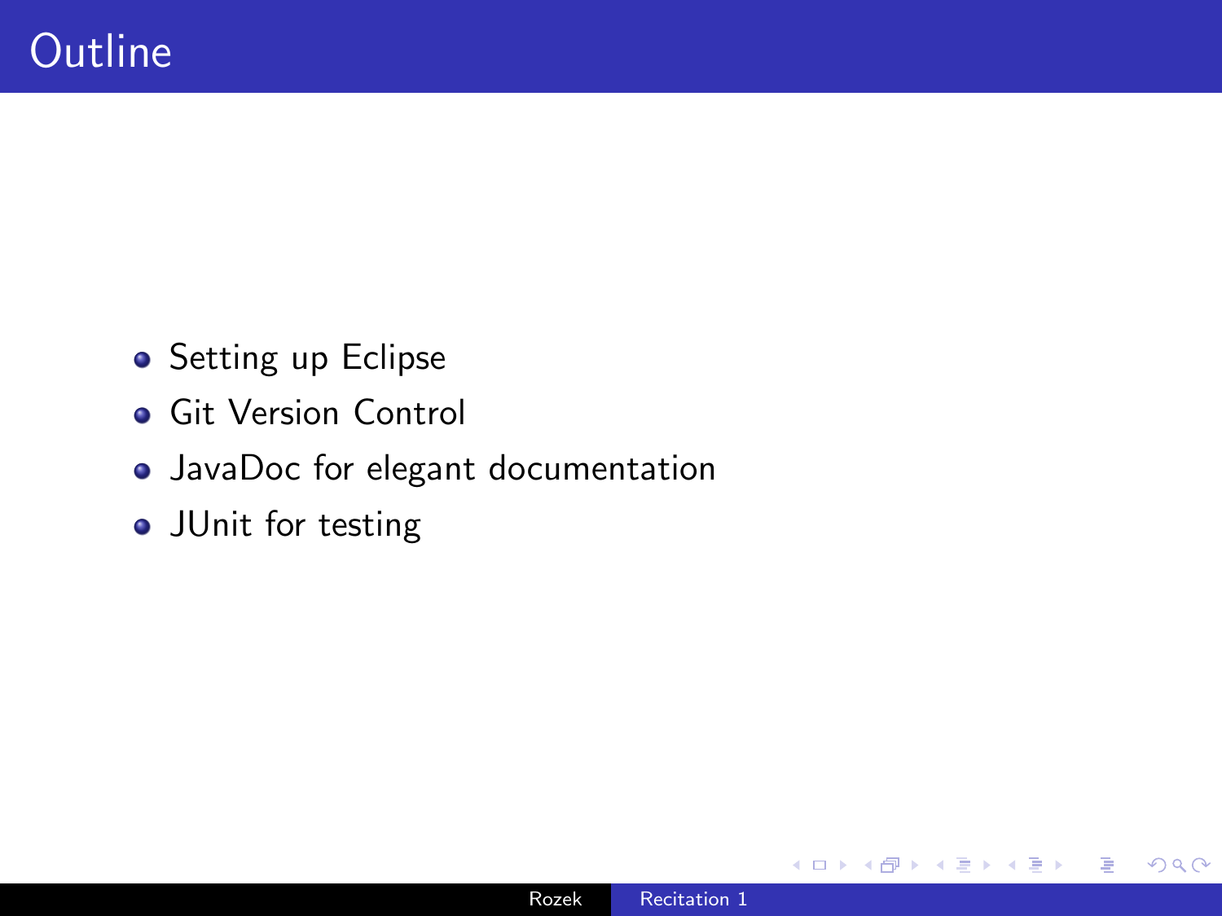# Outline

- Setting up Eclipse
- Git Version Control
- JavaDoc for elegant documentation
- JUnit for testing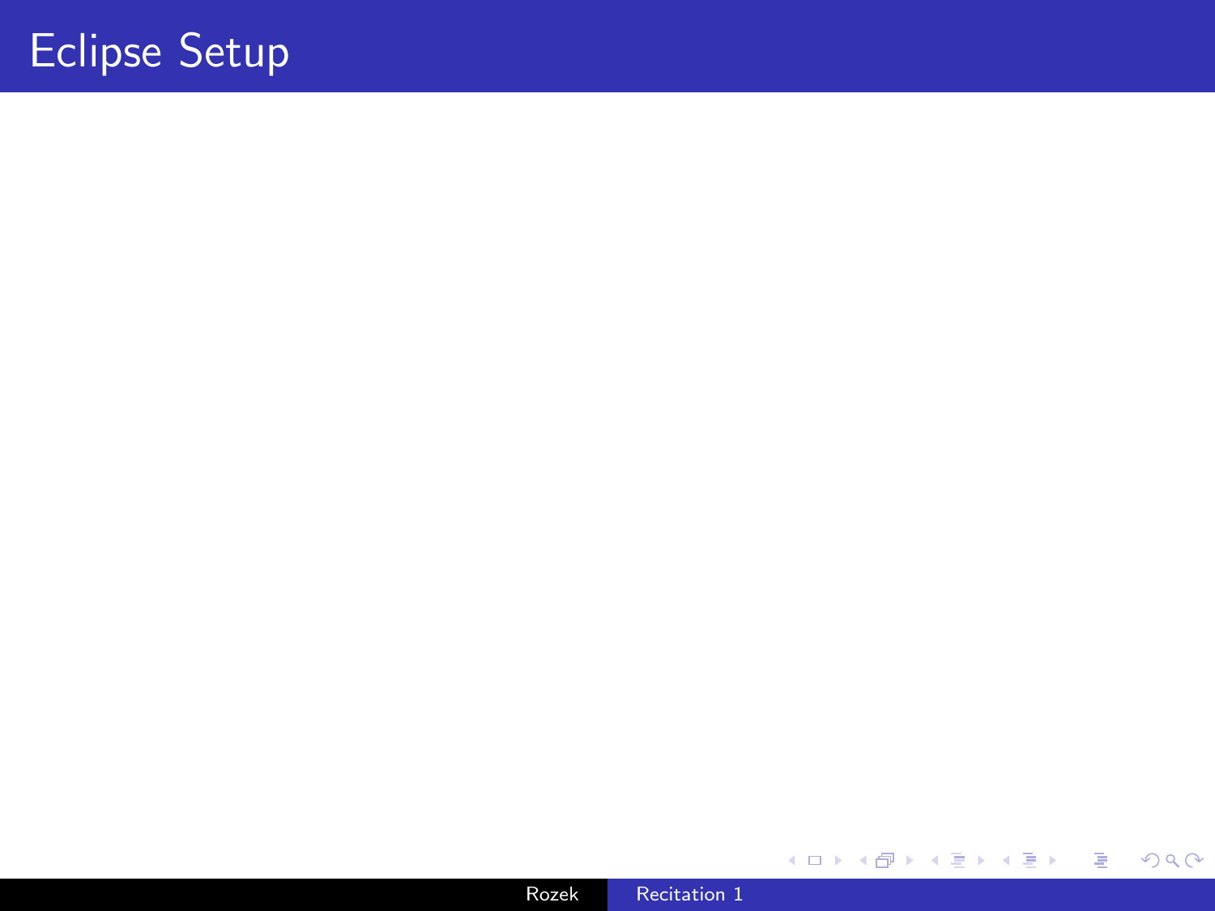# Eclipse Setup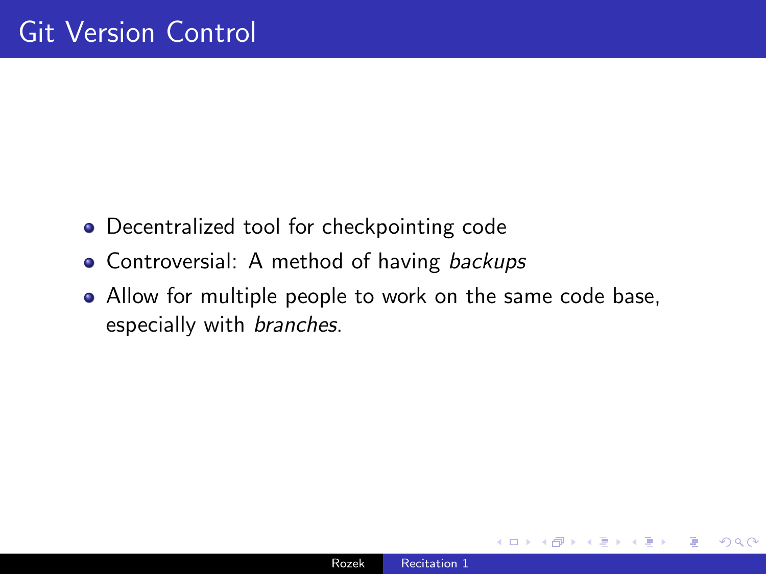# Git Version Control

- Decentralized tool for checkpointing code
- Controversial: A method of having *backups*
- Allow for multiple people to work on the same code base, especially with *branches*.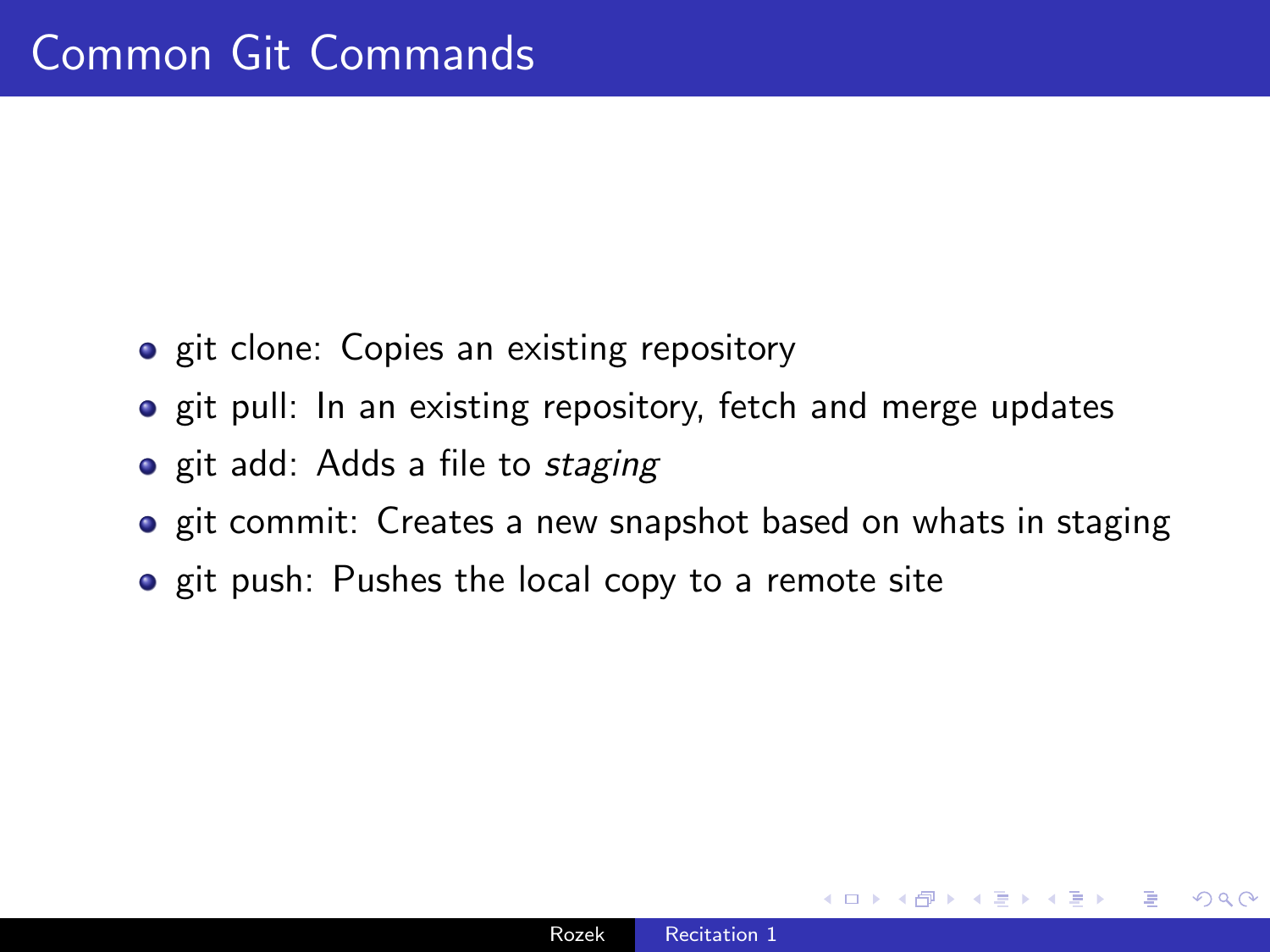# Common Git Commands

- git clone: Copies an existing repository
- git pull: In an existing repository, fetch and merge updates
- git add: Adds a file to *staging*
- git commit: Creates a new snapshot based on whats in staging
- git push: Pushes the local copy to a remote site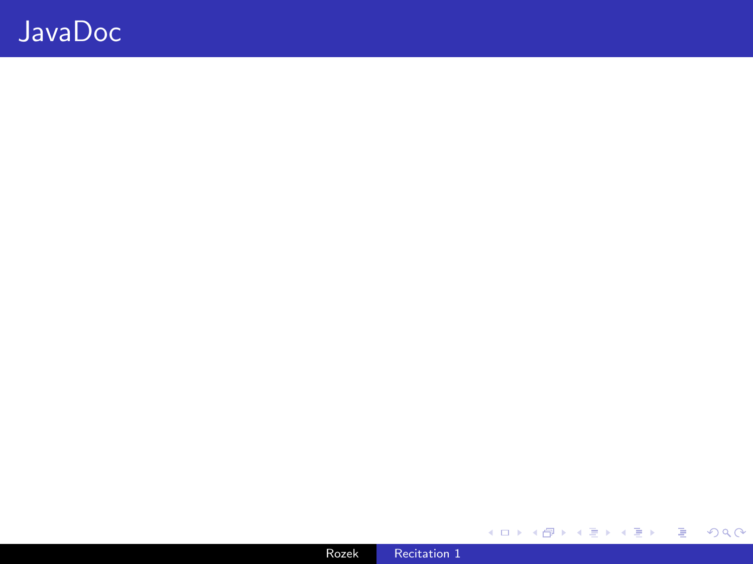# JavaDoc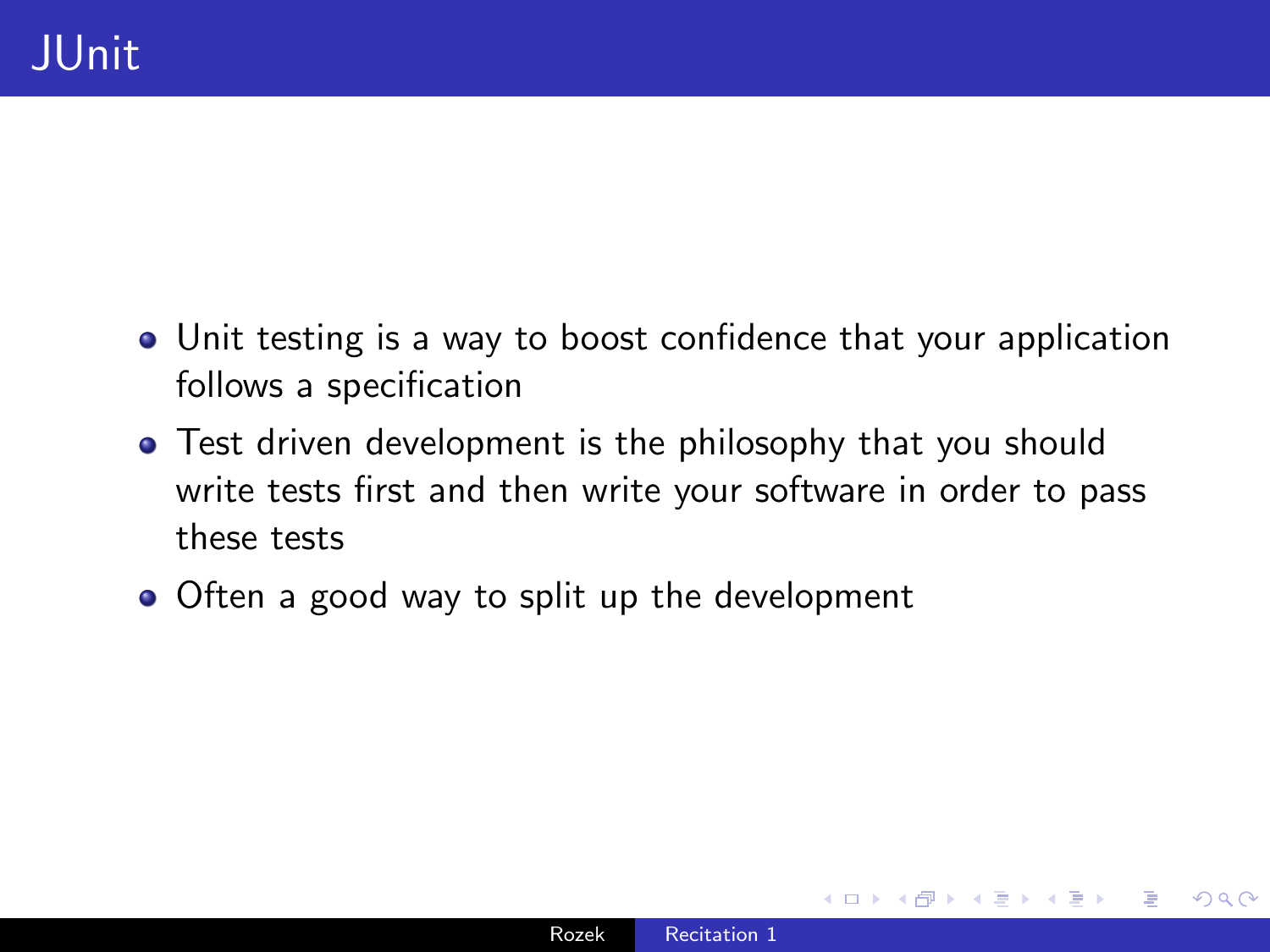# JUnit

- Unit testing is a way to boost confidence that your application follows a specification
- Test driven development is the philosophy that you should write tests first and then write your software in order to pass these tests
- Often a good way to split up the development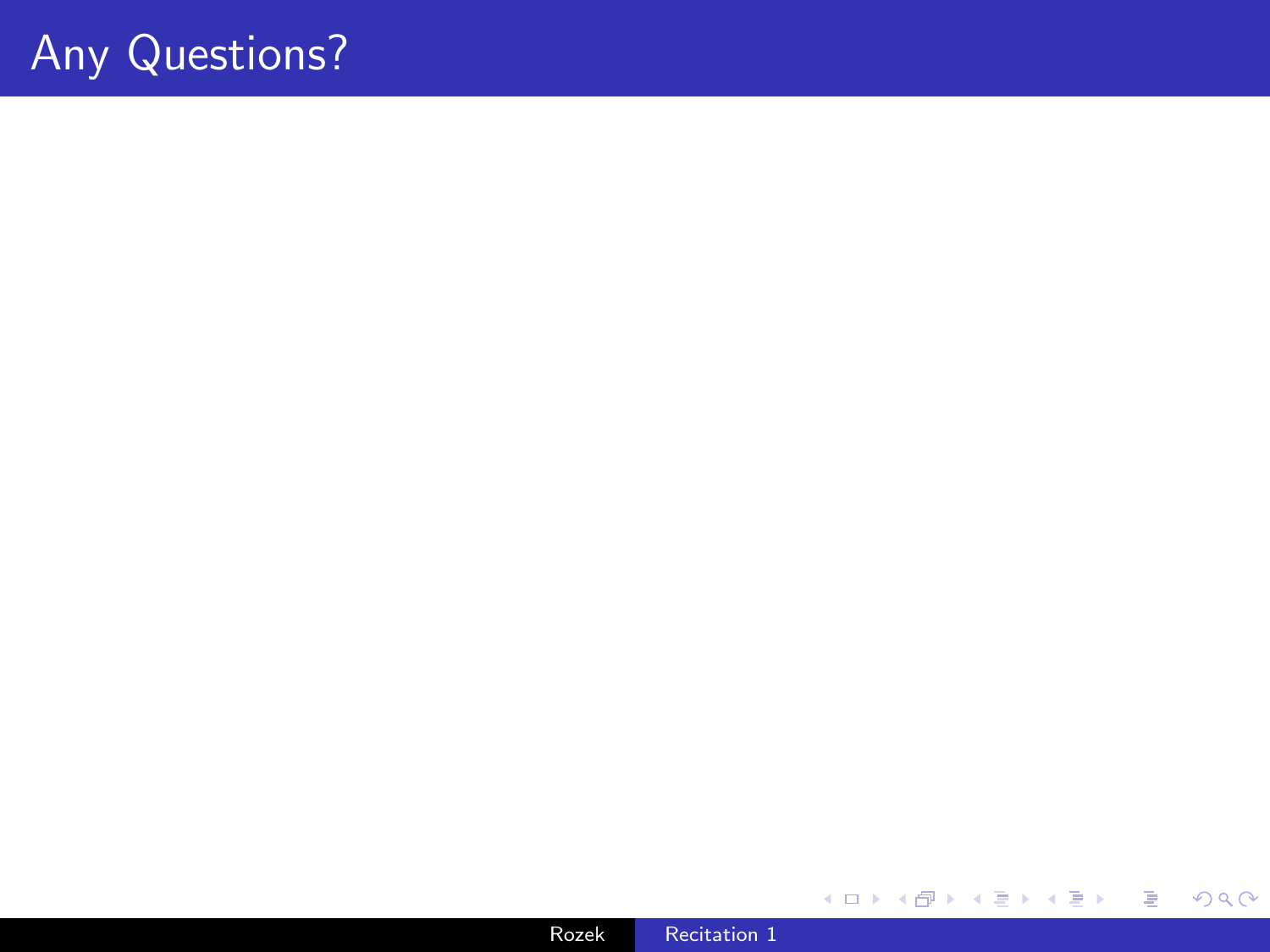# Any Questions?